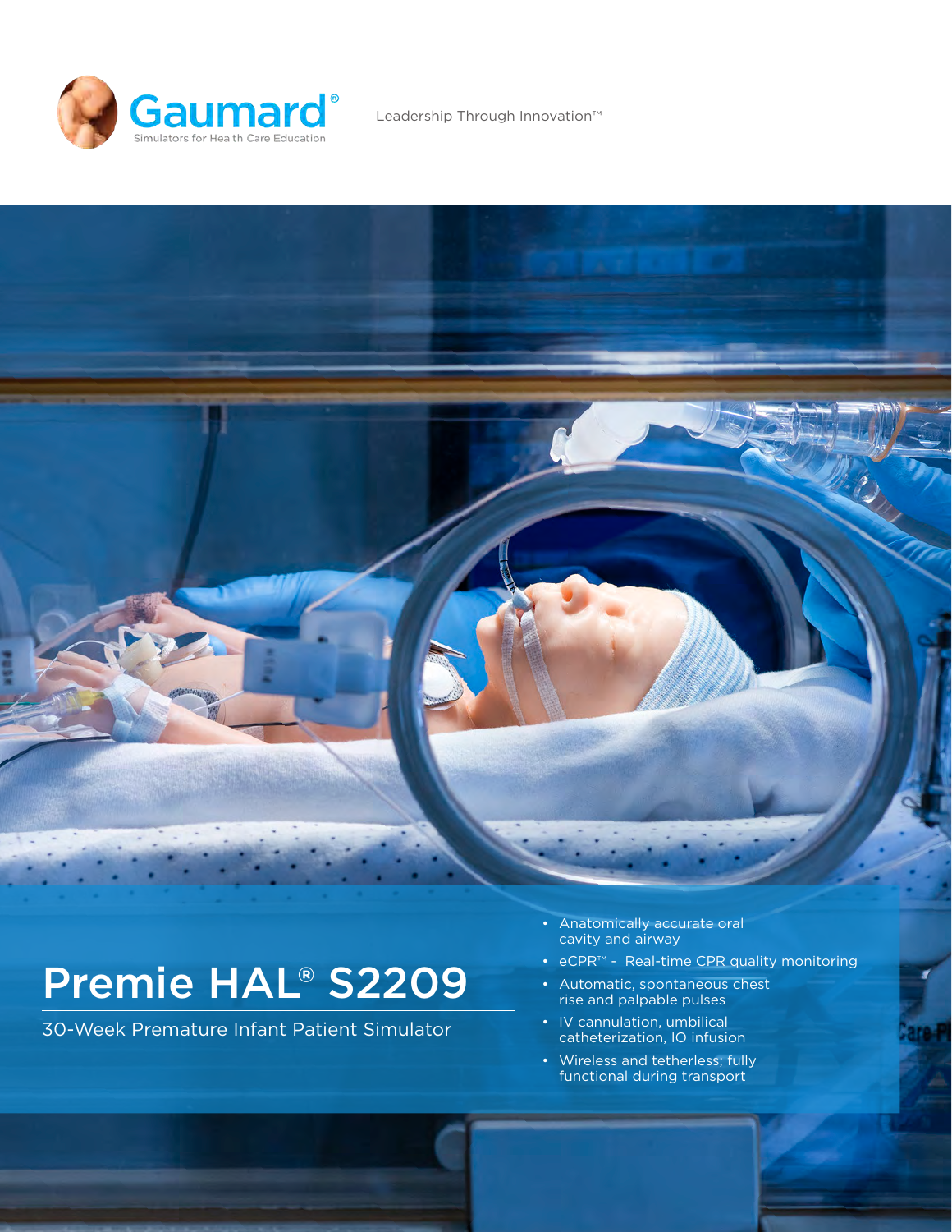Gaumard®

Simulators for Health Care Education

Leadership Through Innovation™

# Premie HAL® S2209

30-Week Premature Infant Patient Simulator

- Anatomically accurate oral cavity and airway
- eCPR™ - Real-time CPR quality monitoring
- Automatic, spontaneous chest rise and palpable pulses
- IV cannulation, umbilical catheterization, IO infusion
- Wireless and tetherless; fully functional during transport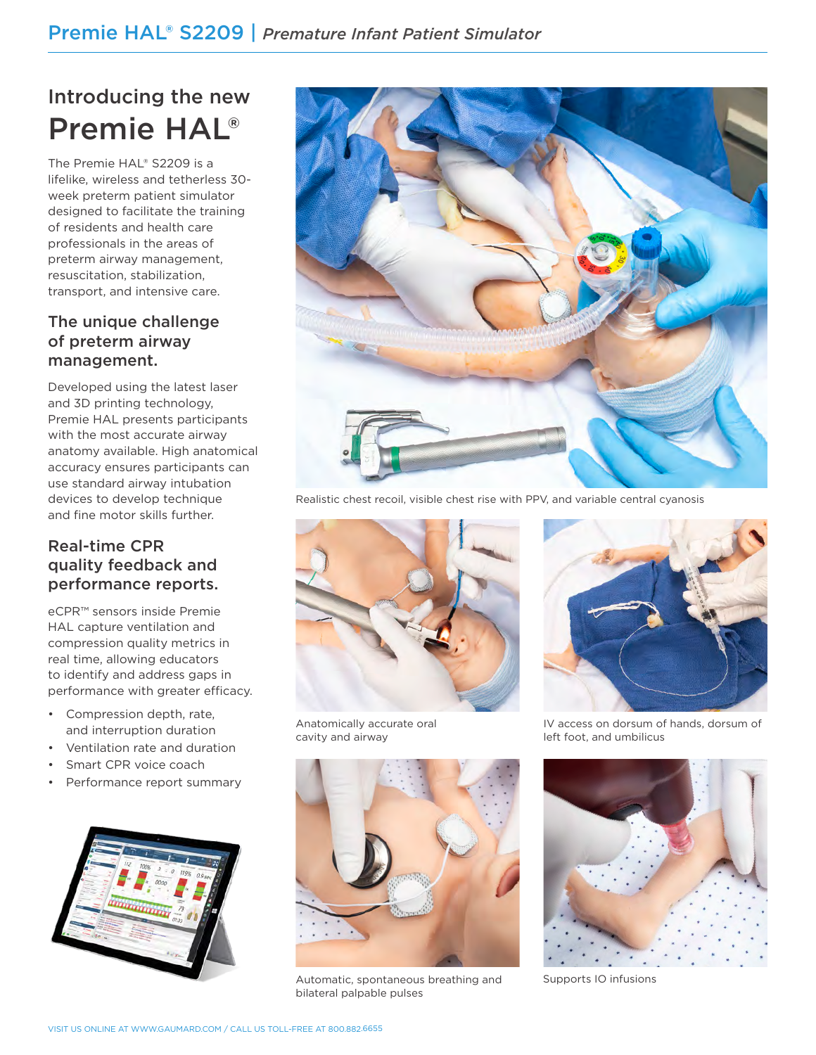## Introducing the new

# Premie HAL®

The Premie HAL® S2209 is a lifelike, wireless and tetherless 30-week preterm patient simulator designed to facilitate the training of residents and health care professionals in the areas of preterm airway management, resuscitation, stabilization, transport, and intensive care.

### The unique challenge of preterm airway management.

Developed using the latest laser and 3D printing technology, Premie HAL presents participants with the most accurate airway anatomy available. High anatomical accuracy ensures participants can use standard airway intubation devices to develop technique and fine motor skills further.

### Real-time CPR quality feedback and performance reports.

eCPR™ sensors inside Premie HAL capture ventilation and compression quality metrics in real time, allowing educators to identify and address gaps in performance with greater efficacy.

- Compression depth, rate, and interruption duration
- Ventilation rate and duration
- Smart CPR voice coach
- Performance report summary

Realistic chest recoil, visible chest rise with PPV, and variable central cyanosis

Anatomically accurate oral cavity and airway

IV access on dorsum of hands, dorsum of left foot, and umbilicus

Automatic, spontaneous breathing and bilateral palpable pulses

Supports IO infusions

VISIT US ONLINE AT WWW.GAUMARD.COM / CALL US TOLL-FREE AT 800.882.6655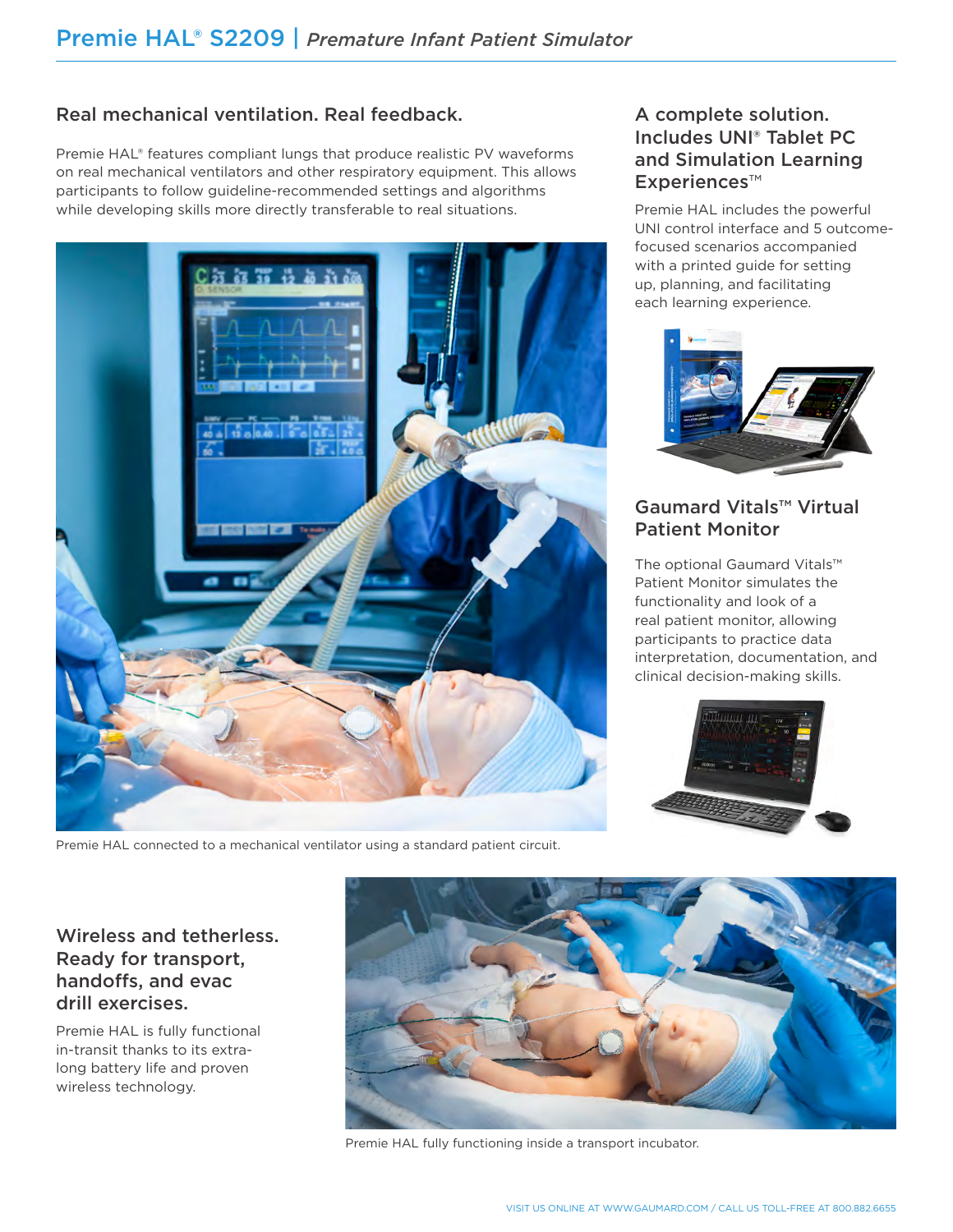## Real mechanical ventilation. Real feedback.

Premie HAL® features compliant lungs that produce realistic PV waveforms on real mechanical ventilators and other respiratory equipment. This allows participants to follow guideline-recommended settings and algorithms while developing skills more directly transferable to real situations.

Premie HAL connected to a mechanical ventilator using a standard patient circuit.

## A complete solution. Includes UNI® Tablet PC and Simulation Learning Experiences™

Premie HAL includes the powerful UNI control interface and 5 outcome-focused scenarios accompanied with a printed guide for setting up, planning, and facilitating each learning experience.

## Gaumard Vitals™ Virtual Patient Monitor

The optional Gaumard Vitals™ Patient Monitor simulates the functionality and look of a real patient monitor, allowing participants to practice data interpretation, documentation, and clinical decision-making skills.

## Wireless and tetherless. Ready for transport, handoffs, and evac drill exercises.

Premie HAL is fully functional in-transit thanks to its extra-long battery life and proven wireless technology.

Premie HAL fully functioning inside a transport incubator.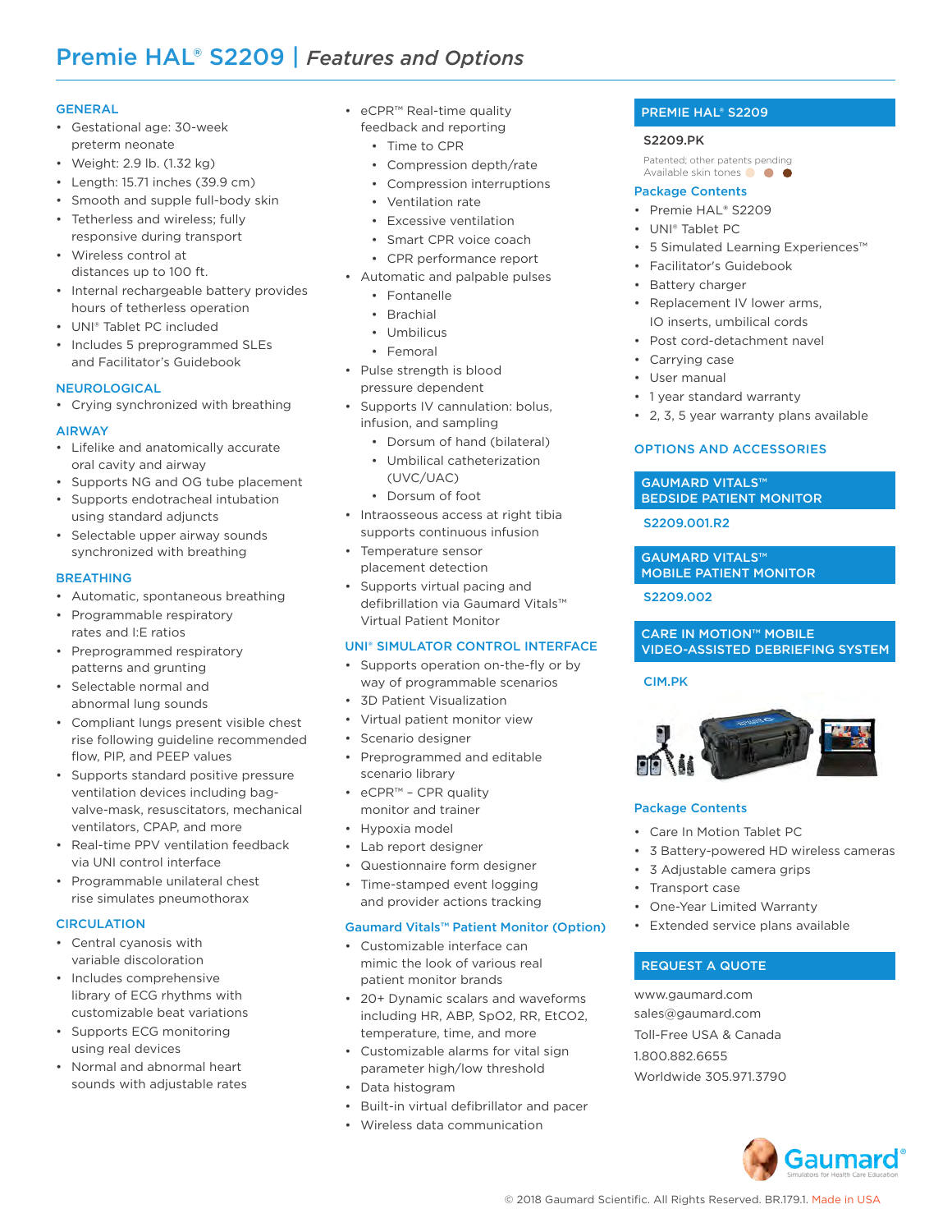# Premie HAL® S2209 | *Features and Options*

## GENERAL

- Gestational age: 30-week preterm neonate
- Weight: 2.9 lb. (1.32 kg)
- Length: 15.71 inches (39.9 cm)
- Smooth and supple full-body skin
- Tetherless and wireless; fully responsive during transport
- Wireless control at distances up to 100 ft.
- Internal rechargeable battery provides hours of tetherless operation
- UNI® Tablet PC included
- Includes 5 preprogrammed SLEs and Facilitator's Guidebook

## NEUROLOGICAL

- Crying synchronized with breathing

## AIRWAY

- Lifelike and anatomically accurate oral cavity and airway
- Supports NG and OG tube placement
- Supports endotracheal intubation using standard adjuncts
- Selectable upper airway sounds synchronized with breathing

## BREATHING

- Automatic, spontaneous breathing
- Programmable respiratory rates and I:E ratios
- Preprogrammed respiratory patterns and grunting
- Selectable normal and abnormal lung sounds
- Compliant lungs present visible chest rise following guideline recommended flow, PIP, and PEEP values
- Supports standard positive pressure ventilation devices including bag-valve-mask, resuscitators, mechanical ventilators, CPAP, and more
- Real-time PPV ventilation feedback via UNI control interface
- Programmable unilateral chest rise simulates pneumothorax

## CIRCULATION

- Central cyanosis with variable discoloration
- Includes comprehensive library of ECG rhythms with customizable beat variations
- Supports ECG monitoring using real devices
- Normal and abnormal heart sounds with adjustable rates
- eCPR™ Real-time quality feedback and reporting
  - Time to CPR
  - Compression depth/rate
  - Compression interruptions
  - Ventilation rate
  - Excessive ventilation
  - Smart CPR voice coach
  - CPR performance report
- Automatic and palpable pulses
  - Fontanelle
  - Brachial
  - Umbilicus
  - Femoral
- Pulse strength is blood pressure dependent
- Supports IV cannulation: bolus, infusion, and sampling
  - Dorsum of hand (bilateral)
  - Umbilical catheterization (UVC/UAC)
  - Dorsum of foot
- Intraosseous access at right tibia supports continuous infusion
- Temperature sensor placement detection
- Supports virtual pacing and defibrillation via Gaumard Vitals™ Virtual Patient Monitor

## UNI® SIMULATOR CONTROL INTERFACE

- Supports operation on-the-fly or by way of programmable scenarios
- 3D Patient Visualization
- Virtual patient monitor view
- Scenario designer
- Preprogrammed and editable scenario library
- eCPR™ – CPR quality monitor and trainer
- Hypoxia model
- Lab report designer
- Questionnaire form designer
- Time-stamped event logging and provider actions tracking

## Gaumard Vitals™ Patient Monitor (Option)

- Customizable interface can mimic the look of various real patient monitor brands
- 20+ Dynamic scalars and waveforms including HR, ABP, SpO2, RR, EtCO2, temperature, time, and more
- Customizable alarms for vital sign parameter high/low threshold
- Data histogram
- Built-in virtual defibrillator and pacer
- Wireless data communication

## PREMIE HAL® S2209

**S2209.PK**

Patented; other patents pending
Available skin tones

### Package Contents

- Premie HAL® S2209
- UNI® Tablet PC
- 5 Simulated Learning Experiences™
- Facilitator's Guidebook
- Battery charger
- Replacement IV lower arms, IO inserts, umbilical cords
- Post cord-detachment navel
- Carrying case
- User manual
- 1 year standard warranty
- 2, 3, 5 year warranty plans available

## OPTIONS AND ACCESSORIES

### GAUMARD VITALS™ BEDSIDE PATIENT MONITOR

S2209.001.R2

### GAUMARD VITALS™ MOBILE PATIENT MONITOR

S2209.002

### CARE IN MOTION™ MOBILE VIDEO-ASSISTED DEBRIEFING SYSTEM

CIM.PK

### Package Contents

- Care In Motion Tablet PC
- 3 Battery-powered HD wireless cameras
- 3 Adjustable camera grips
- Transport case
- One-Year Limited Warranty
- Extended service plans available

## REQUEST A QUOTE

www.gaumard.com
sales@gaumard.com
Toll-Free USA & Canada
1.800.882.6655
Worldwide 305.971.3790

Gaumard® Simulators for Health Care Education

© 2018 Gaumard Scientific. All Rights Reserved. BR.179.1. Made in USA